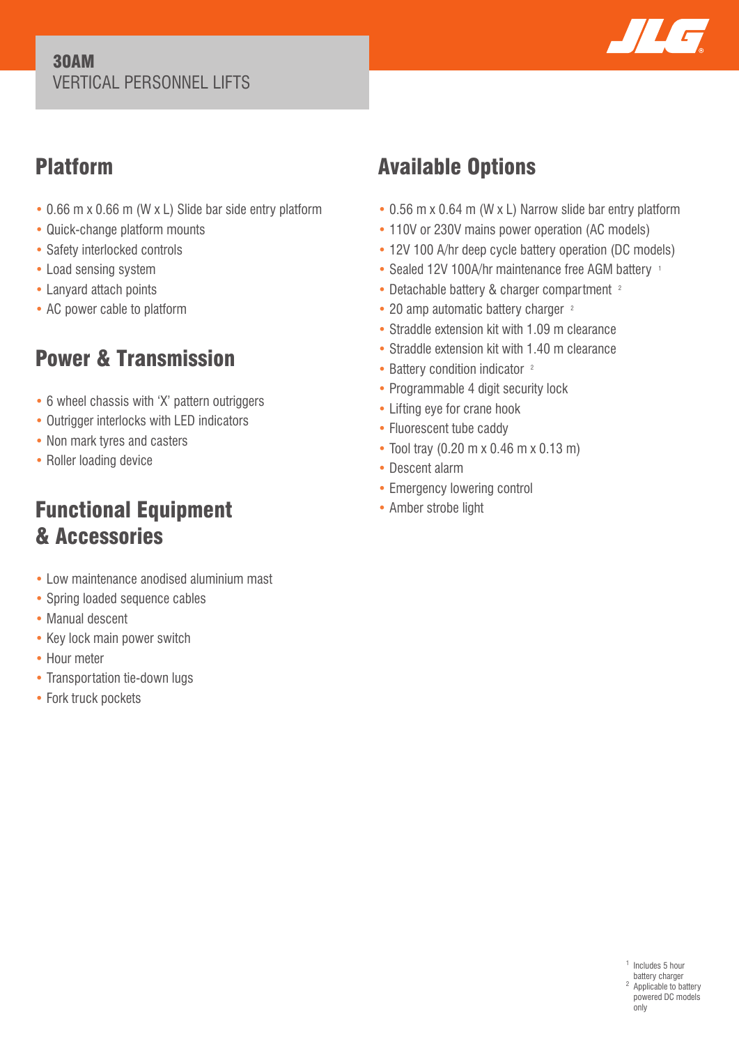# 30AM
VERTICAL PERSONNEL LIFTS

## Platform

- 0.66 m x 0.66 m (W x L) Slide bar side entry platform
- Quick-change platform mounts
- Safety interlocked controls
- Load sensing system
- Lanyard attach points
- AC power cable to platform

## Power & Transmission

- 6 wheel chassis with 'X' pattern outriggers
- Outrigger interlocks with LED indicators
- Non mark tyres and casters
- Roller loading device

## Functional Equipment & Accessories

- Low maintenance anodised aluminium mast
- Spring loaded sequence cables
- Manual descent
- Key lock main power switch
- Hour meter
- Transportation tie-down lugs
- Fork truck pockets

## Available Options

- 0.56 m x 0.64 m (W x L) Narrow slide bar entry platform
- 110V or 230V mains power operation (AC models)
- 12V 100 A/hr deep cycle battery operation (DC models)
- Sealed 12V 100A/hr maintenance free AGM battery [1]
- Detachable battery & charger compartment [2]
- 20 amp automatic battery charger [2]
- Straddle extension kit with 1.09 m clearance
- Straddle extension kit with 1.40 m clearance
- Battery condition indicator [2]
- Programmable 4 digit security lock
- Lifting eye for crane hook
- Fluorescent tube caddy
- Tool tray (0.20 m x 0.46 m x 0.13 m)
- Descent alarm
- Emergency lowering control
- Amber strobe light

[1] Includes 5 hour battery charger
[2] Applicable to battery powered DC models only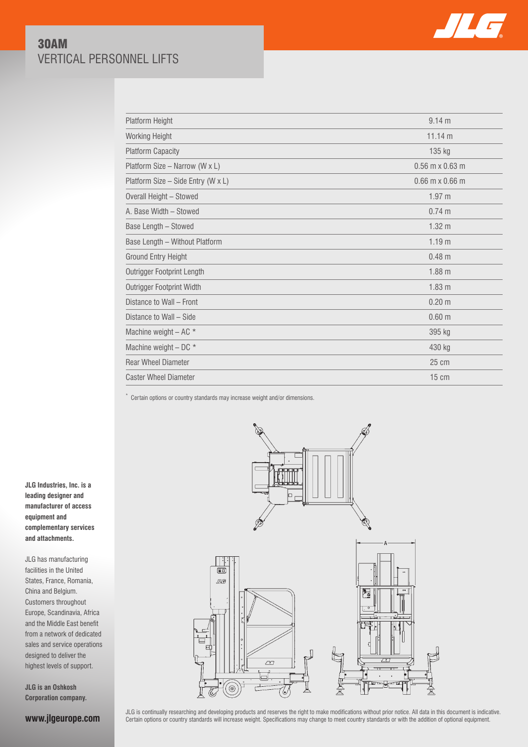# 30AM

## VERTICAL PERSONNEL LIFTS

| | |
|---|---|
| Platform Height | 9.14 m |
| Working Height | 11.14 m |
| Platform Capacity | 135 kg |
| Platform Size – Narrow (W x L) | 0.56 m x 0.63 m |
| Platform Size – Side Entry (W x L) | 0.66 m x 0.66 m |
| Overall Height – Stowed | 1.97 m |
| A. Base Width – Stowed | 0.74 m |
| Base Length – Stowed | 1.32 m |
| Base Length – Without Platform | 1.19 m |
| Ground Entry Height | 0.48 m |
| Outrigger Footprint Length | 1.88 m |
| Outrigger Footprint Width | 1.83 m |
| Distance to Wall – Front | 0.20 m |
| Distance to Wall – Side | 0.60 m |
| Machine weight – AC * | 395 kg |
| Machine weight – DC * | 430 kg |
| Rear Wheel Diameter | 25 cm |
| Caster Wheel Diameter | 15 cm |

* Certain options or country standards may increase weight and/or dimensions.

A

**JLG Industries, Inc. is a leading designer and manufacturer of access equipment and complementary services and attachments.**

JLG has manufacturing facilities in the United States, France, Romania, China and Belgium. Customers throughout Europe, Scandinavia, Africa and the Middle East benefit from a network of dedicated sales and service operations designed to deliver the highest levels of support.

**JLG is an Oshkosh Corporation company.**

**www.jlgeurope.com**

JLG is continually researching and developing products and reserves the right to make modifications without prior notice. All data in this document is indicative. Certain options or country standards will increase weight. Specifications may change to meet country standards or with the addition of optional equipment.